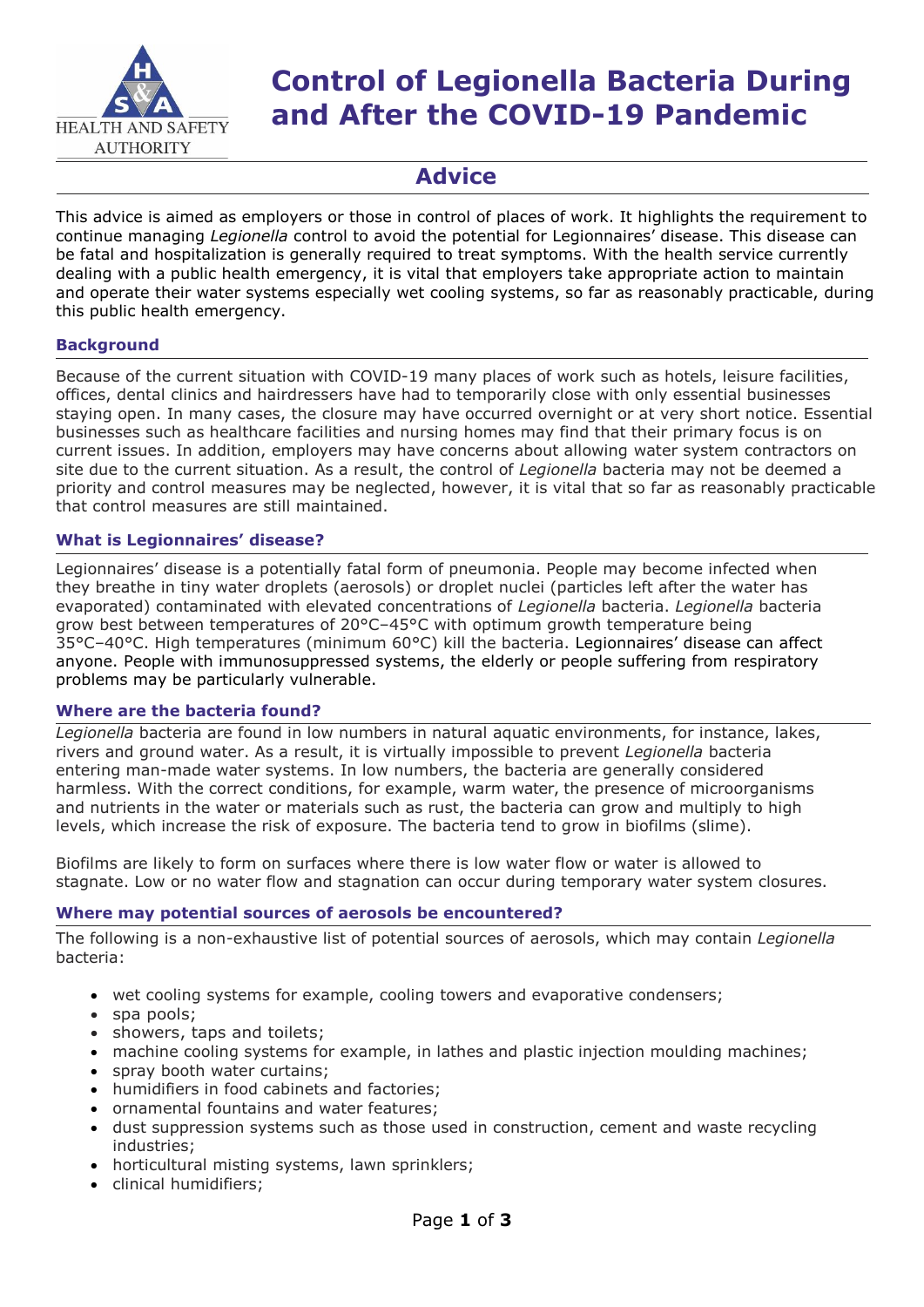# Control of Legionella Bacteria During and After the COVID-19 Pandemic

## Advice

This advice is aimed as employers or those in control of places of work. It highlights the requirement to continue managing *Legionella* control to avoid the potential for Legionnaires' disease. This disease can be fatal and hospitalization is generally required to treat symptoms. With the health service currently dealing with a public health emergency, it is vital that employers take appropriate action to maintain and operate their water systems especially wet cooling systems, so far as reasonably practicable, during this public health emergency.

### Background

Because of the current situation with COVID-19 many places of work such as hotels, leisure facilities, offices, dental clinics and hairdressers have had to temporarily close with only essential businesses staying open. In many cases, the closure may have occurred overnight or at very short notice. Essential businesses such as healthcare facilities and nursing homes may find that their primary focus is on current issues. In addition, employers may have concerns about allowing water system contractors on site due to the current situation. As a result, the control of *Legionella* bacteria may not be deemed a priority and control measures may be neglected, however, it is vital that so far as reasonably practicable that control measures are still maintained.

### What is Legionnaires' disease?

Legionnaires' disease is a potentially fatal form of pneumonia. People may become infected when they breathe in tiny water droplets (aerosols) or droplet nuclei (particles left after the water has evaporated) contaminated with elevated concentrations of *Legionella* bacteria. *Legionella* bacteria grow best between temperatures of 20°C–45°C with optimum growth temperature being 35°C–40°C. High temperatures (minimum 60°C) kill the bacteria. Legionnaires' disease can affect anyone. People with immunosuppressed systems, the elderly or people suffering from respiratory problems may be particularly vulnerable.

### Where are the bacteria found?

*Legionella* bacteria are found in low numbers in natural aquatic environments, for instance, lakes, rivers and ground water. As a result, it is virtually impossible to prevent *Legionella* bacteria entering man-made water systems. In low numbers, the bacteria are generally considered harmless. With the correct conditions, for example, warm water, the presence of microorganisms and nutrients in the water or materials such as rust, the bacteria can grow and multiply to high levels, which increase the risk of exposure. The bacteria tend to grow in biofilms (slime).

Biofilms are likely to form on surfaces where there is low water flow or water is allowed to stagnate. Low or no water flow and stagnation can occur during temporary water system closures.

### Where may potential sources of aerosols be encountered?

The following is a non-exhaustive list of potential sources of aerosols, which may contain *Legionella* bacteria:

- wet cooling systems for example, cooling towers and evaporative condensers;
- spa pools;
- showers, taps and toilets;
- machine cooling systems for example, in lathes and plastic injection moulding machines;
- spray booth water curtains;
- humidifiers in food cabinets and factories;
- ornamental fountains and water features;
- dust suppression systems such as those used in construction, cement and waste recycling industries;
- horticultural misting systems, lawn sprinklers;
- clinical humidifiers;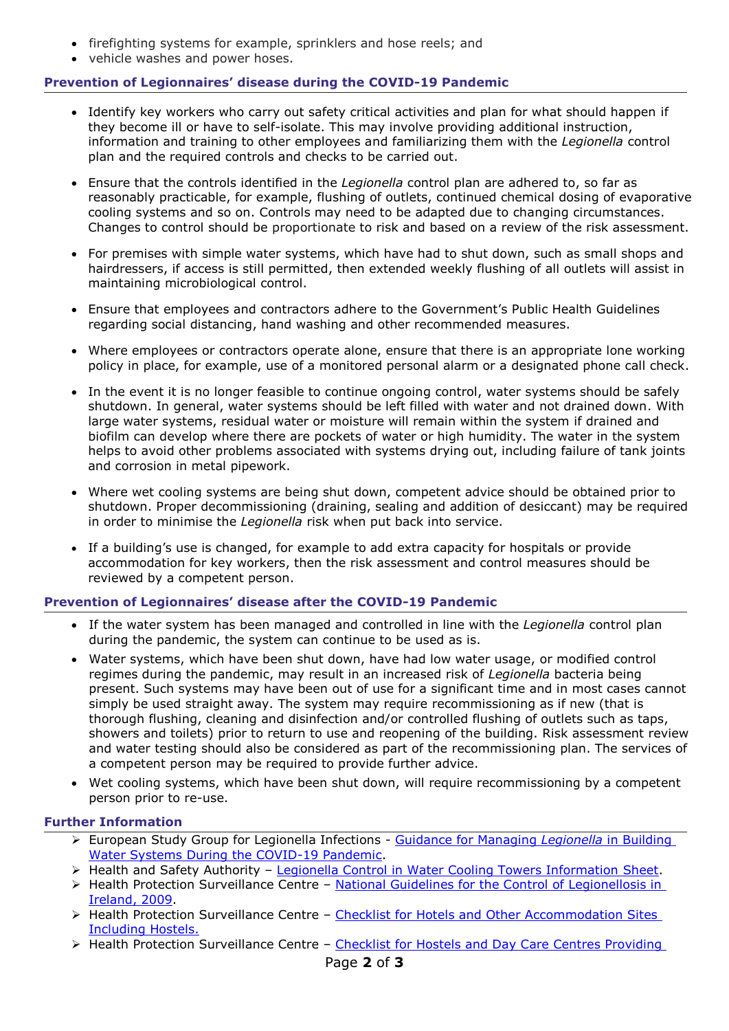- firefighting systems for example, sprinklers and hose reels; and
- vehicle washes and power hoses.

## Prevention of Legionnaires' disease during the COVID-19 Pandemic

- Identify key workers who carry out safety critical activities and plan for what should happen if they become ill or have to self-isolate. This may involve providing additional instruction, information and training to other employees and familiarizing them with the *Legionella* control plan and the required controls and checks to be carried out.

- Ensure that the controls identified in the *Legionella* control plan are adhered to, so far as reasonably practicable, for example, flushing of outlets, continued chemical dosing of evaporative cooling systems and so on. Controls may need to be adapted due to changing circumstances. Changes to control should be proportionate to risk and based on a review of the risk assessment.

- For premises with simple water systems, which have had to shut down, such as small shops and hairdressers, if access is still permitted, then extended weekly flushing of all outlets will assist in maintaining microbiological control.

- Ensure that employees and contractors adhere to the Government's Public Health Guidelines regarding social distancing, hand washing and other recommended measures.

- Where employees or contractors operate alone, ensure that there is an appropriate lone working policy in place, for example, use of a monitored personal alarm or a designated phone call check.

- In the event it is no longer feasible to continue ongoing control, water systems should be safely shutdown. In general, water systems should be left filled with water and not drained down. With large water systems, residual water or moisture will remain within the system if drained and biofilm can develop where there are pockets of water or high humidity. The water in the system helps to avoid other problems associated with systems drying out, including failure of tank joints and corrosion in metal pipework.

- Where wet cooling systems are being shut down, competent advice should be obtained prior to shutdown. Proper decommissioning (draining, sealing and addition of desiccant) may be required in order to minimise the *Legionella* risk when put back into service.

- If a building's use is changed, for example to add extra capacity for hospitals or provide accommodation for key workers, then the risk assessment and control measures should be reviewed by a competent person.

## Prevention of Legionnaires' disease after the COVID-19 Pandemic

- If the water system has been managed and controlled in line with the *Legionella* control plan during the pandemic, the system can continue to be used as is.
- Water systems, which have been shut down, have had low water usage, or modified control regimes during the pandemic, may result in an increased risk of *Legionella* bacteria being present. Such systems may have been out of use for a significant time and in most cases cannot simply be used straight away. The system may require recommissioning as if new (that is thorough flushing, cleaning and disinfection and/or controlled flushing of outlets such as taps, showers and toilets) prior to return to use and reopening of the building. Risk assessment review and water testing should also be considered as part of the recommissioning plan. The services of a competent person may be required to provide further advice.
- Wet cooling systems, which have been shut down, will require recommissioning by a competent person prior to re-use.

## Further Information

- European Study Group for Legionella Infections - Guidance for Managing *Legionella* in Building Water Systems During the COVID-19 Pandemic.
- Health and Safety Authority – Legionella Control in Water Cooling Towers Information Sheet.
- Health Protection Surveillance Centre – National Guidelines for the Control of Legionellosis in Ireland, 2009.
- Health Protection Surveillance Centre – Checklist for Hotels and Other Accommodation Sites Including Hostels.
- Health Protection Surveillance Centre – Checklist for Hostels and Day Care Centres Providing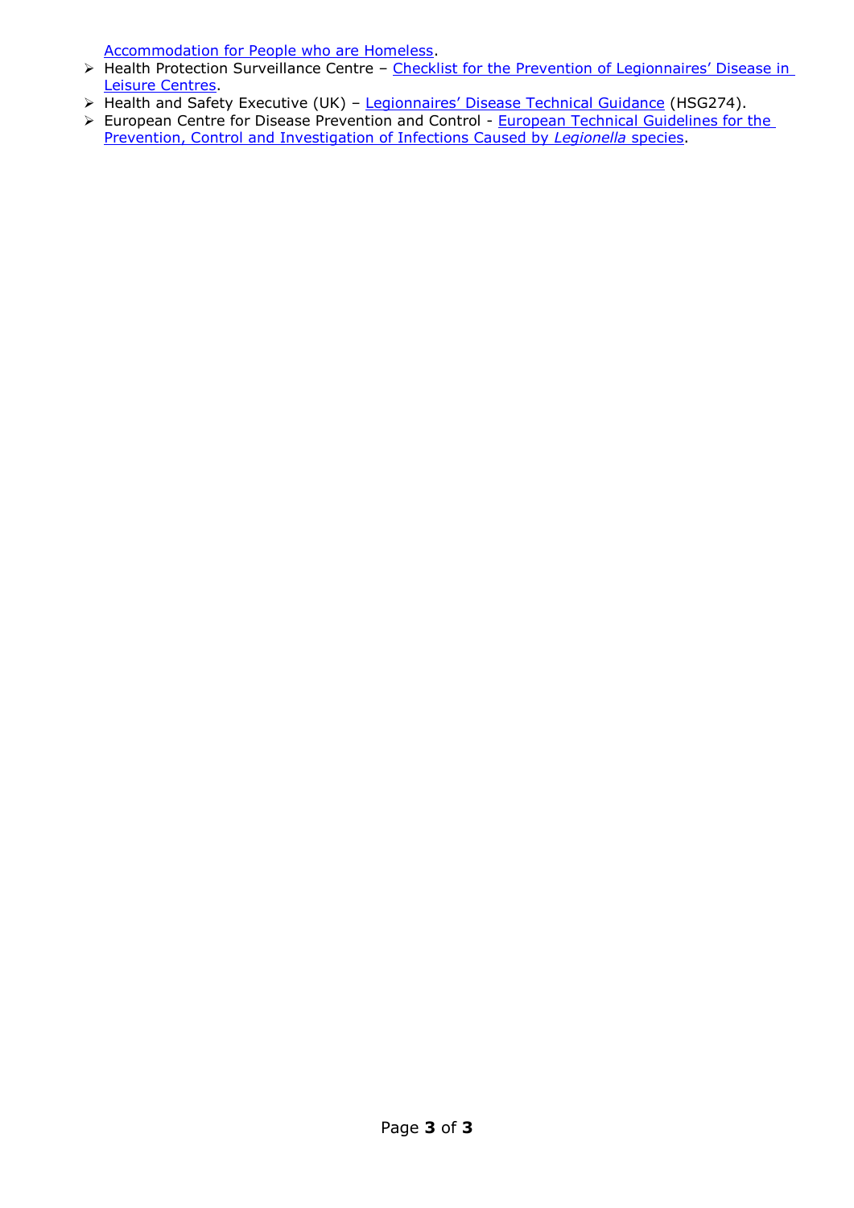Accommodation for People who are Homeless.

- Health Protection Surveillance Centre – Checklist for the Prevention of Legionnaires' Disease in Leisure Centres.
- Health and Safety Executive (UK) – Legionnaires' Disease Technical Guidance (HSG274).
- European Centre for Disease Prevention and Control - European Technical Guidelines for the Prevention, Control and Investigation of Infections Caused by *Legionella* species.